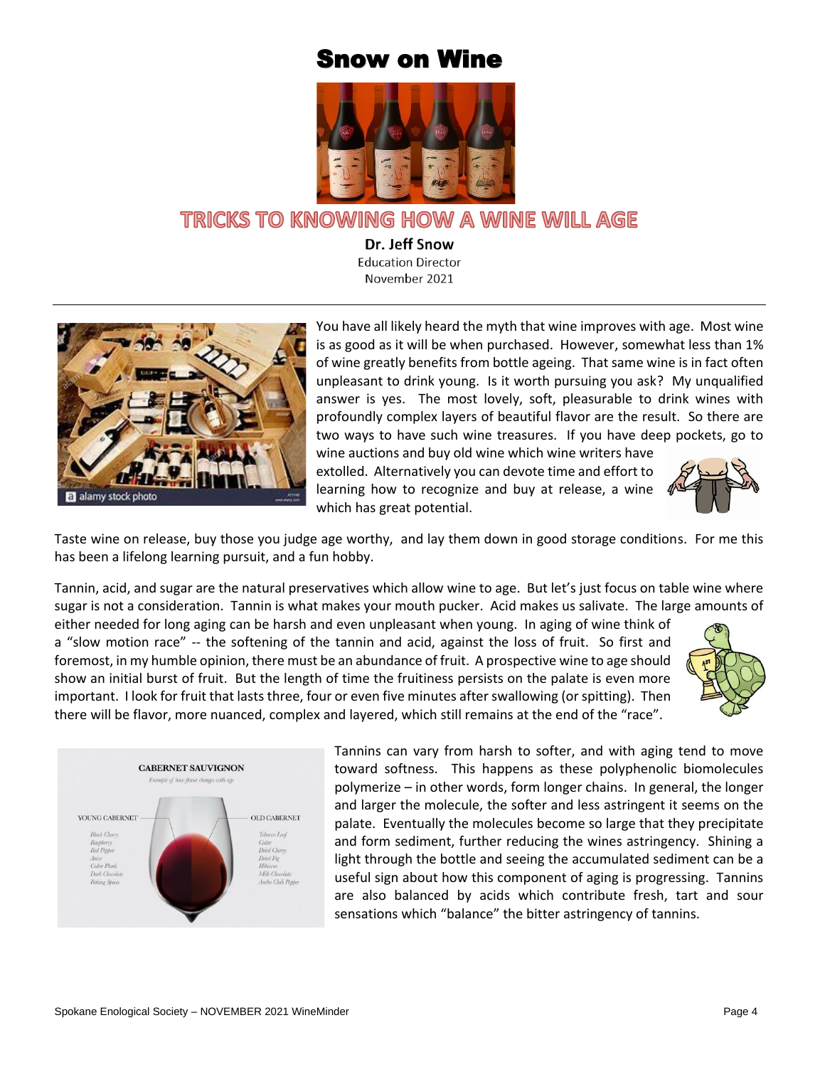# Snow on Wine

## TRICKS TO KNOWING HOW A WINE WILL AGE

**Dr. Jeff Snow**
Education Director
November 2021

---

You have all likely heard the myth that wine improves with age. Most wine is as good as it will be when purchased. However, somewhat less than 1% of wine greatly benefits from bottle ageing. That same wine is in fact often unpleasant to drink young. Is it worth pursuing you ask? My unqualified answer is yes. The most lovely, soft, pleasurable to drink wines with profoundly complex layers of beautiful flavor are the result. So there are two ways to have such wine treasures. If you have deep pockets, go to wine auctions and buy old wine which wine writers have extolled. Alternatively you can devote time and effort to learning how to recognize and buy at release, a wine which has great potential.

Taste wine on release, buy those you judge age worthy, and lay them down in good storage conditions. For me this has been a lifelong learning pursuit, and a fun hobby.

Tannin, acid, and sugar are the natural preservatives which allow wine to age. But let's just focus on table wine where sugar is not a consideration. Tannin is what makes your mouth pucker. Acid makes us salivate. The large amounts of either needed for long aging can be harsh and even unpleasant when young. In aging of wine think of a "slow motion race" -- the softening of the tannin and acid, against the loss of fruit. So first and foremost, in my humble opinion, there must be an abundance of fruit. A prospective wine to age should show an initial burst of fruit. But the length of time the fruitiness persists on the palate is even more important. I look for fruit that lasts three, four or even five minutes after swallowing (or spitting). Then there will be flavor, more nuanced, complex and layered, which still remains at the end of the "race".

Tannins can vary from harsh to softer, and with aging tend to move toward softness. This happens as these polyphenolic biomolecules polymerize – in other words, form longer chains. In general, the longer and larger the molecule, the softer and less astringent it seems on the palate. Eventually the molecules become so large that they precipitate and form sediment, further reducing the wines astringency. Shining a light through the bottle and seeing the accumulated sediment can be a useful sign about how this component of aging is progressing. Tannins are also balanced by acids which contribute fresh, tart and sour sensations which "balance" the bitter astringency of tannins.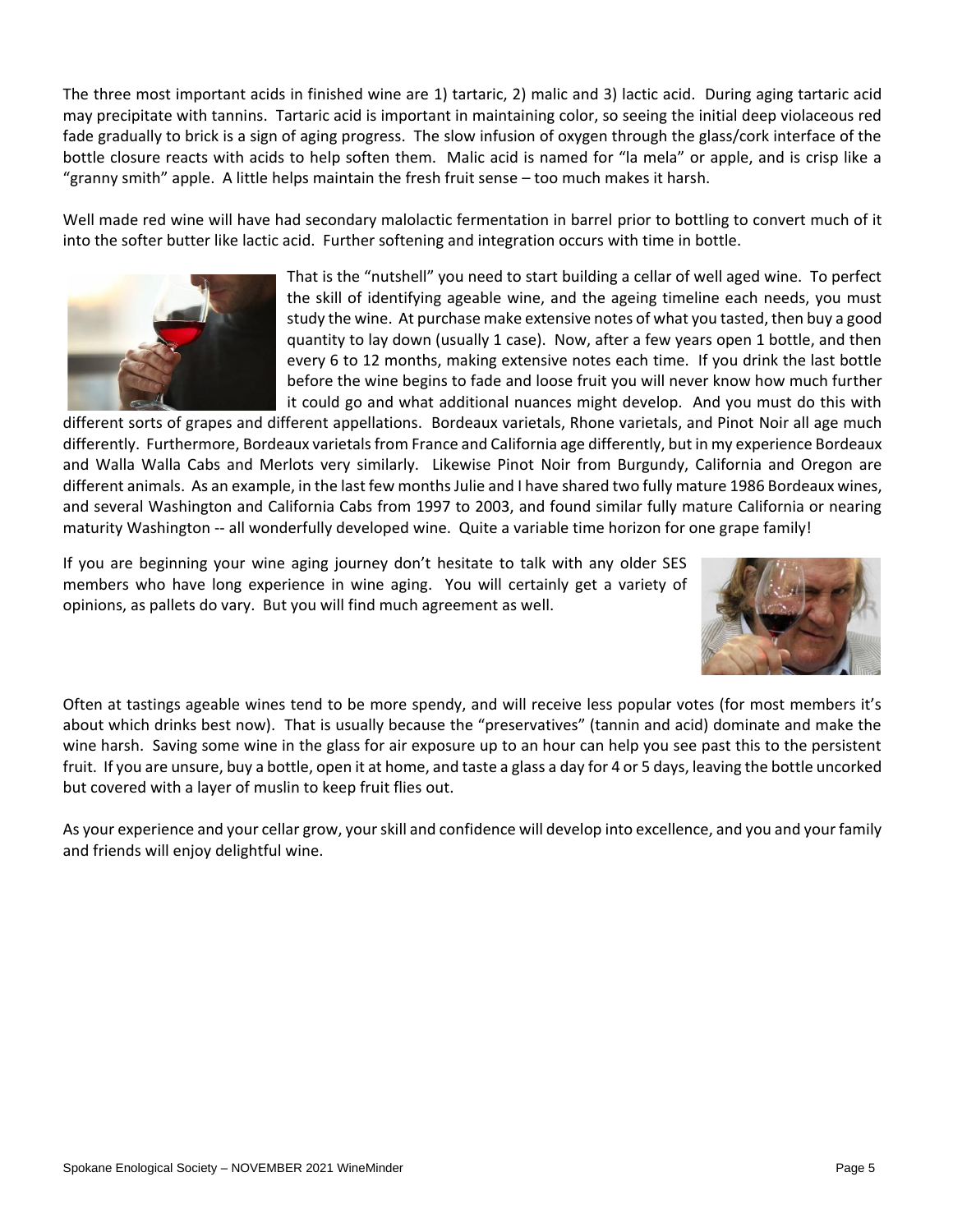The three most important acids in finished wine are 1) tartaric, 2) malic and 3) lactic acid. During aging tartaric acid may precipitate with tannins. Tartaric acid is important in maintaining color, so seeing the initial deep violaceous red fade gradually to brick is a sign of aging progress. The slow infusion of oxygen through the glass/cork interface of the bottle closure reacts with acids to help soften them. Malic acid is named for "la mela" or apple, and is crisp like a "granny smith" apple. A little helps maintain the fresh fruit sense – too much makes it harsh.

Well made red wine will have had secondary malolactic fermentation in barrel prior to bottling to convert much of it into the softer butter like lactic acid. Further softening and integration occurs with time in bottle.

That is the "nutshell" you need to start building a cellar of well aged wine. To perfect the skill of identifying ageable wine, and the ageing timeline each needs, you must study the wine. At purchase make extensive notes of what you tasted, then buy a good quantity to lay down (usually 1 case). Now, after a few years open 1 bottle, and then every 6 to 12 months, making extensive notes each time. If you drink the last bottle before the wine begins to fade and loose fruit you will never know how much further it could go and what additional nuances might develop. And you must do this with different sorts of grapes and different appellations. Bordeaux varietals, Rhone varietals, and Pinot Noir all age much differently. Furthermore, Bordeaux varietals from France and California age differently, but in my experience Bordeaux and Walla Walla Cabs and Merlots very similarly. Likewise Pinot Noir from Burgundy, California and Oregon are different animals. As an example, in the last few months Julie and I have shared two fully mature 1986 Bordeaux wines, and several Washington and California Cabs from 1997 to 2003, and found similar fully mature California or nearing maturity Washington -- all wonderfully developed wine. Quite a variable time horizon for one grape family!

If you are beginning your wine aging journey don't hesitate to talk with any older SES members who have long experience in wine aging. You will certainly get a variety of opinions, as pallets do vary. But you will find much agreement as well.

Often at tastings ageable wines tend to be more spendy, and will receive less popular votes (for most members it's about which drinks best now). That is usually because the "preservatives" (tannin and acid) dominate and make the wine harsh. Saving some wine in the glass for air exposure up to an hour can help you see past this to the persistent fruit. If you are unsure, buy a bottle, open it at home, and taste a glass a day for 4 or 5 days, leaving the bottle uncorked but covered with a layer of muslin to keep fruit flies out.

As your experience and your cellar grow, your skill and confidence will develop into excellence, and you and your family and friends will enjoy delightful wine.